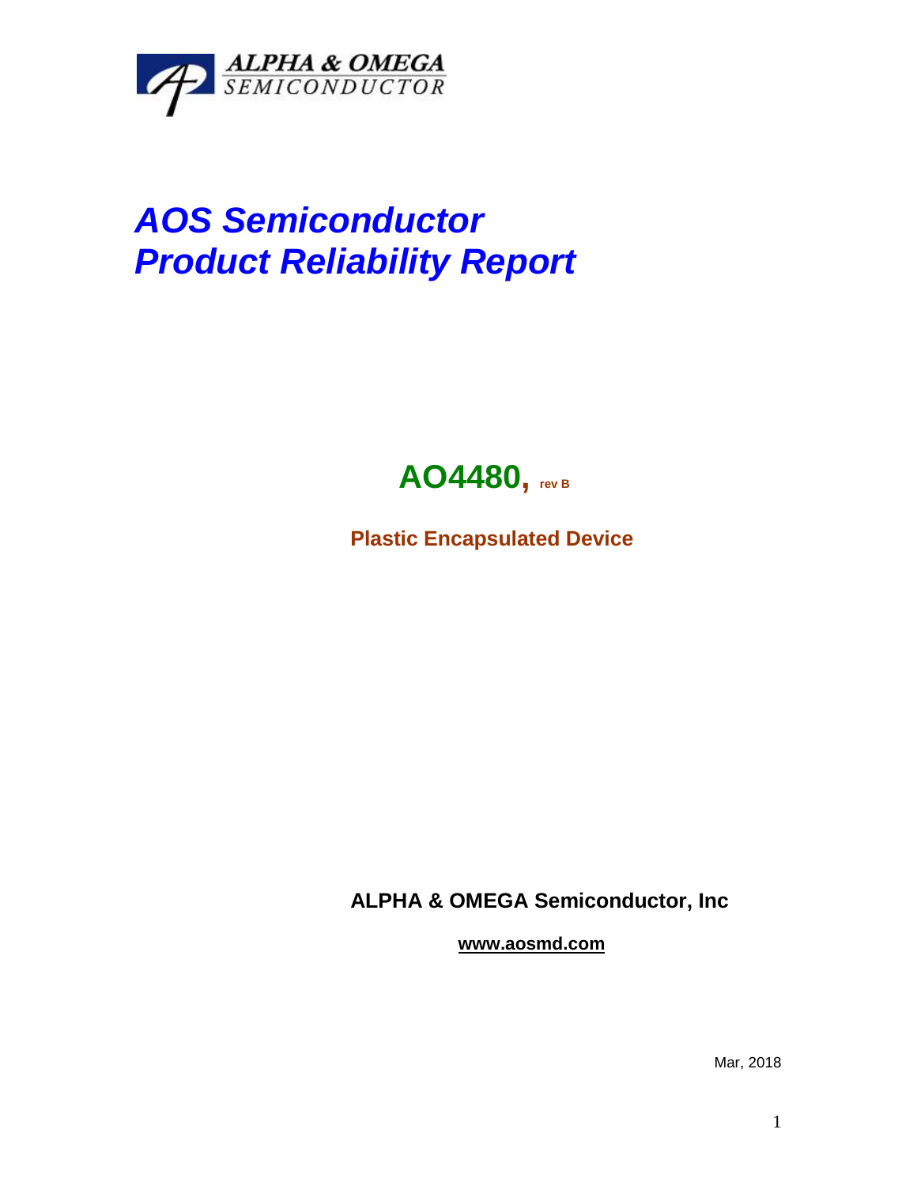ALPHA & OMEGA
SEMICONDUCTOR

# *AOS Semiconductor*
# *Product Reliability Report*

## AO4480, rev B

**Plastic Encapsulated Device**

**ALPHA & OMEGA Semiconductor, Inc**

**www.aosmd.com**

Mar, 2018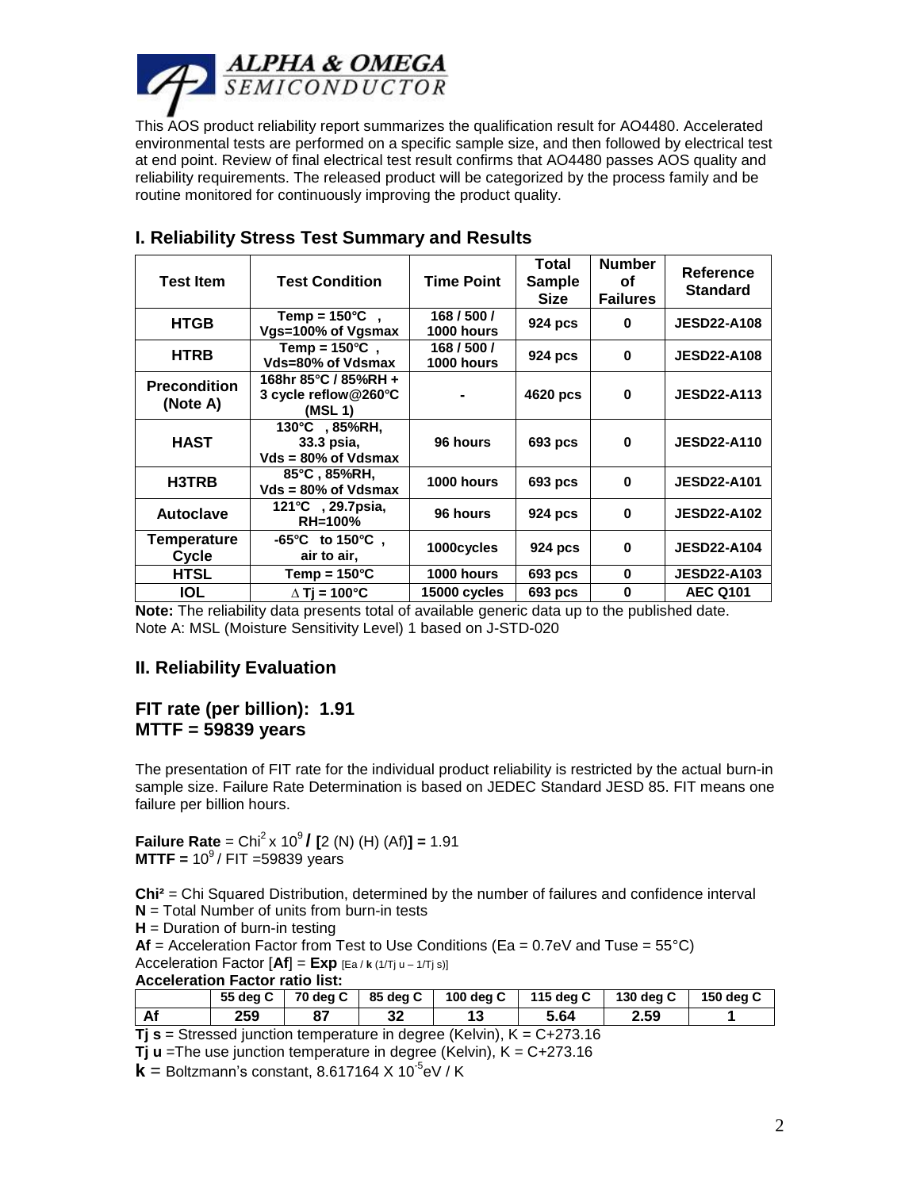ALPHA & OMEGA SEMICONDUCTOR

This AOS product reliability report summarizes the qualification result for AO4480. Accelerated environmental tests are performed on a specific sample size, and then followed by electrical test at end point. Review of final electrical test result confirms that AO4480 passes AOS quality and reliability requirements. The released product will be categorized by the process family and be routine monitored for continuously improving the product quality.

## I. Reliability Stress Test Summary and Results

| Test Item | Test Condition | Time Point | Total Sample Size | Number of Failures | Reference Standard |
|---|---|---|---|---|---|
| HTGB | Temp = 150°C , Vgs=100% of Vgsmax | 168 / 500 / 1000 hours | 924 pcs | 0 | JESD22-A108 |
| HTRB | Temp = 150°C , Vds=80% of Vdsmax | 168 / 500 / 1000 hours | 924 pcs | 0 | JESD22-A108 |
| Precondition (Note A) | 168hr 85°C / 85%RH + 3 cycle reflow@260°C (MSL 1) | - | 4620 pcs | 0 | JESD22-A113 |
| HAST | 130°C , 85%RH, 33.3 psia, Vds = 80% of Vdsmax | 96 hours | 693 pcs | 0 | JESD22-A110 |
| H3TRB | 85°C , 85%RH, Vds = 80% of Vdsmax | 1000 hours | 693 pcs | 0 | JESD22-A101 |
| Autoclave | 121°C , 29.7psia, RH=100% | 96 hours | 924 pcs | 0 | JESD22-A102 |
| Temperature Cycle | -65°C to 150°C , air to air, | 1000cycles | 924 pcs | 0 | JESD22-A104 |
| HTSL | Temp = 150°C | 1000 hours | 693 pcs | 0 | JESD22-A103 |
| IOL | $\Delta$ Tj = 100°C | 15000 cycles | 693 pcs | 0 | AEC Q101 |

**Note:** The reliability data presents total of available generic data up to the published date.
Note A: MSL (Moisture Sensitivity Level) 1 based on J-STD-020

## II. Reliability Evaluation

### FIT rate (per billion): 1.91
### MTTF = 59839 years

The presentation of FIT rate for the individual product reliability is restricted by the actual burn-in sample size. Failure Rate Determination is based on JEDEC Standard JESD 85. FIT means one failure per billion hours.

**Failure Rate** = $Chi^2 \times 10^9$ **/ [**2 (N) (H) (Af)**] =** 1.91
**MTTF =** $10^9$ / FIT =59839 years

**Chi²** = Chi Squared Distribution, determined by the number of failures and confidence interval
**N** = Total Number of units from burn-in tests
**H** = Duration of burn-in testing
**Af** = Acceleration Factor from Test to Use Conditions (Ea = 0.7eV and Tuse = 55°C)
Acceleration Factor [**Af**] = **Exp** [Ea / **k** (1/Tj u – 1/Tj s)]

**Acceleration Factor ratio list:**

| | 55 deg C | 70 deg C | 85 deg C | 100 deg C | 115 deg C | 130 deg C | 150 deg C |
|---|---|---|---|---|---|---|---|
| Af | 259 | 87 | 32 | 13 | 5.64 | 2.59 | 1 |

**Tj s** = Stressed junction temperature in degree (Kelvin), K = C+273.16
**Tj u** =The use junction temperature in degree (Kelvin), K = C+273.16
**k** = Boltzmann's constant, 8.617164 X $10^{-5}$eV / K